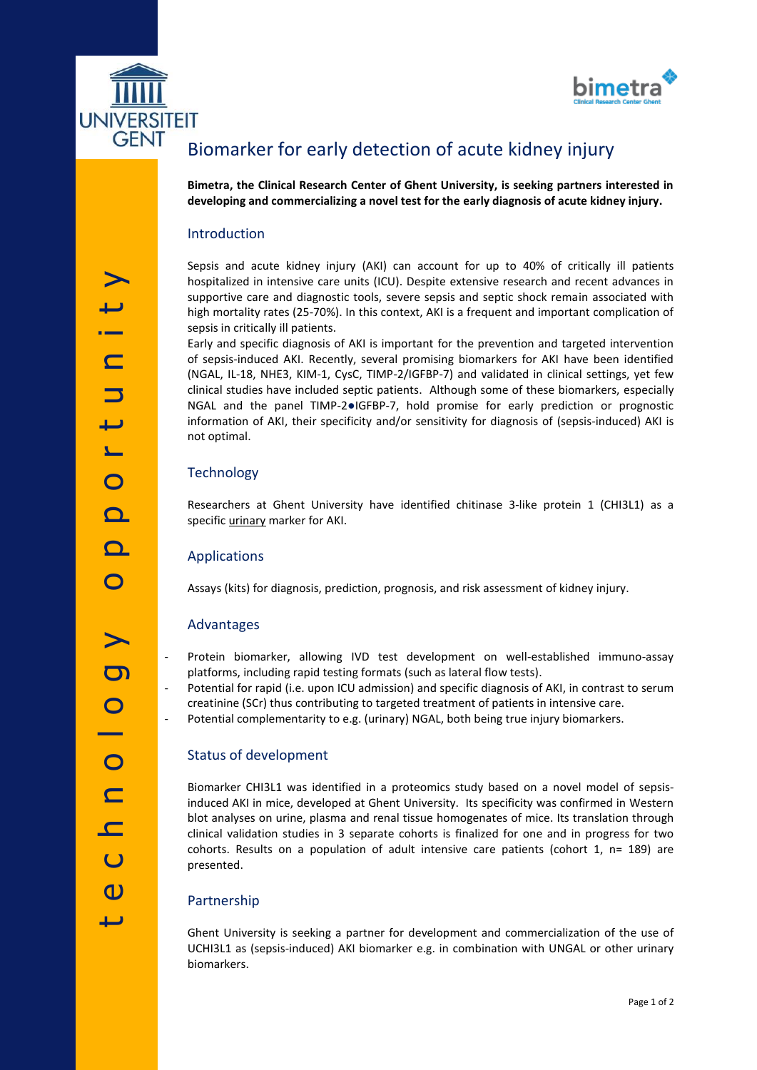UNIVERSITEIT GENT

bimetra
Clinical Research Center Ghent

technology opportunity

# Biomarker for early detection of acute kidney injury

**Bimetra, the Clinical Research Center of Ghent University, is seeking partners interested in developing and commercializing a novel test for the early diagnosis of acute kidney injury.**

## Introduction

Sepsis and acute kidney injury (AKI) can account for up to 40% of critically ill patients hospitalized in intensive care units (ICU). Despite extensive research and recent advances in supportive care and diagnostic tools, severe sepsis and septic shock remain associated with high mortality rates (25-70%). In this context, AKI is a frequent and important complication of sepsis in critically ill patients.

Early and specific diagnosis of AKI is important for the prevention and targeted intervention of sepsis-induced AKI. Recently, several promising biomarkers for AKI have been identified (NGAL, IL-18, NHE3, KIM-1, CysC, TIMP-2/IGFBP-7) and validated in clinical settings, yet few clinical studies have included septic patients. Although some of these biomarkers, especially NGAL and the panel TIMP-2●IGFBP-7, hold promise for early prediction or prognostic information of AKI, their specificity and/or sensitivity for diagnosis of (sepsis-induced) AKI is not optimal.

## Technology

Researchers at Ghent University have identified chitinase 3-like protein 1 (CHI3L1) as a specific <u>urinary</u> marker for AKI.

## Applications

Assays (kits) for diagnosis, prediction, prognosis, and risk assessment of kidney injury.

## Advantages

- Protein biomarker, allowing IVD test development on well-established immuno-assay platforms, including rapid testing formats (such as lateral flow tests).
- Potential for rapid (i.e. upon ICU admission) and specific diagnosis of AKI, in contrast to serum creatinine (SCr) thus contributing to targeted treatment of patients in intensive care.
- Potential complementarity to e.g. (urinary) NGAL, both being true injury biomarkers.

## Status of development

Biomarker CHI3L1 was identified in a proteomics study based on a novel model of sepsis-induced AKI in mice, developed at Ghent University. Its specificity was confirmed in Western blot analyses on urine, plasma and renal tissue homogenates of mice. Its translation through clinical validation studies in 3 separate cohorts is finalized for one and in progress for two cohorts. Results on a population of adult intensive care patients (cohort 1, n= 189) are presented.

## Partnership

Ghent University is seeking a partner for development and commercialization of the use of UCHI3L1 as (sepsis-induced) AKI biomarker e.g. in combination with UNGAL or other urinary biomarkers.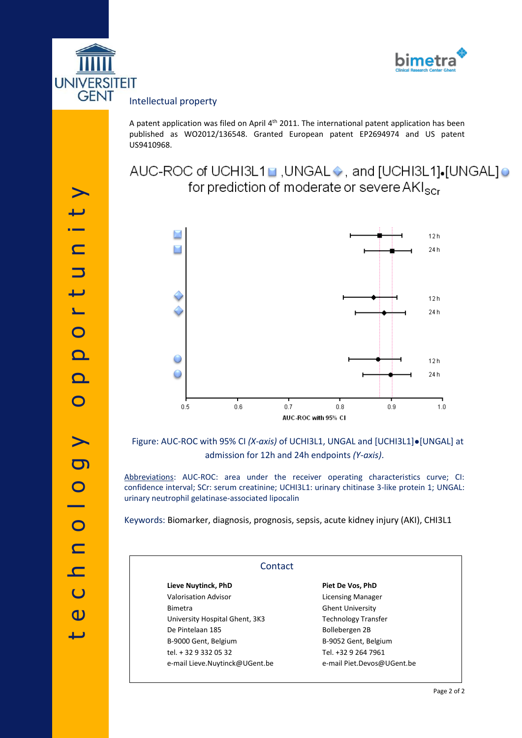## Intellectual property

A patent application was filed on April 4th 2011. The international patent application has been published as WO2012/136548. Granted European patent EP2694974 and US patent US9410968.

AUC-ROC of UCHI3L1, UNGAL, and [UCHI3L1]•[UNGAL] for prediction of moderate or severe $AKI_{SCr}$

12 h
24 h
12 h
24 h
12 h
24 h

0.5
0.6
0.7
0.8
0.9
1.0

AUC-ROC with 95% CI

Figure: AUC-ROC with 95% CI *(X-axis)* of UCHI3L1, UNGAL and [UCHI3L1]•[UNGAL] at admission for 12h and 24h endpoints *(Y-axis)*.

Abbreviations: AUC-ROC: area under the receiver operating characteristics curve; CI: confidence interval; SCr: serum creatinine; UCHI3L1: urinary chitinase 3-like protein 1; UNGAL: urinary neutrophil gelatinase-associated lipocalin

Keywords: Biomarker, diagnosis, prognosis, sepsis, acute kidney injury (AKI), CHI3L1

## Contact

**Lieve Nuytinck, PhD**
Valorisation Advisor
Bimetra
University Hospital Ghent, 3K3
De Pintelaan 185
B-9000 Gent, Belgium
tel. + 32 9 332 05 32
e-mail Lieve.Nuytinck@UGent.be

**Piet De Vos, PhD**
Licensing Manager
Ghent University
Technology Transfer
Bollebergen 2B
B-9052 Gent, Belgium
Tel. +32 9 264 7961
e-mail Piet.Devos@UGent.be